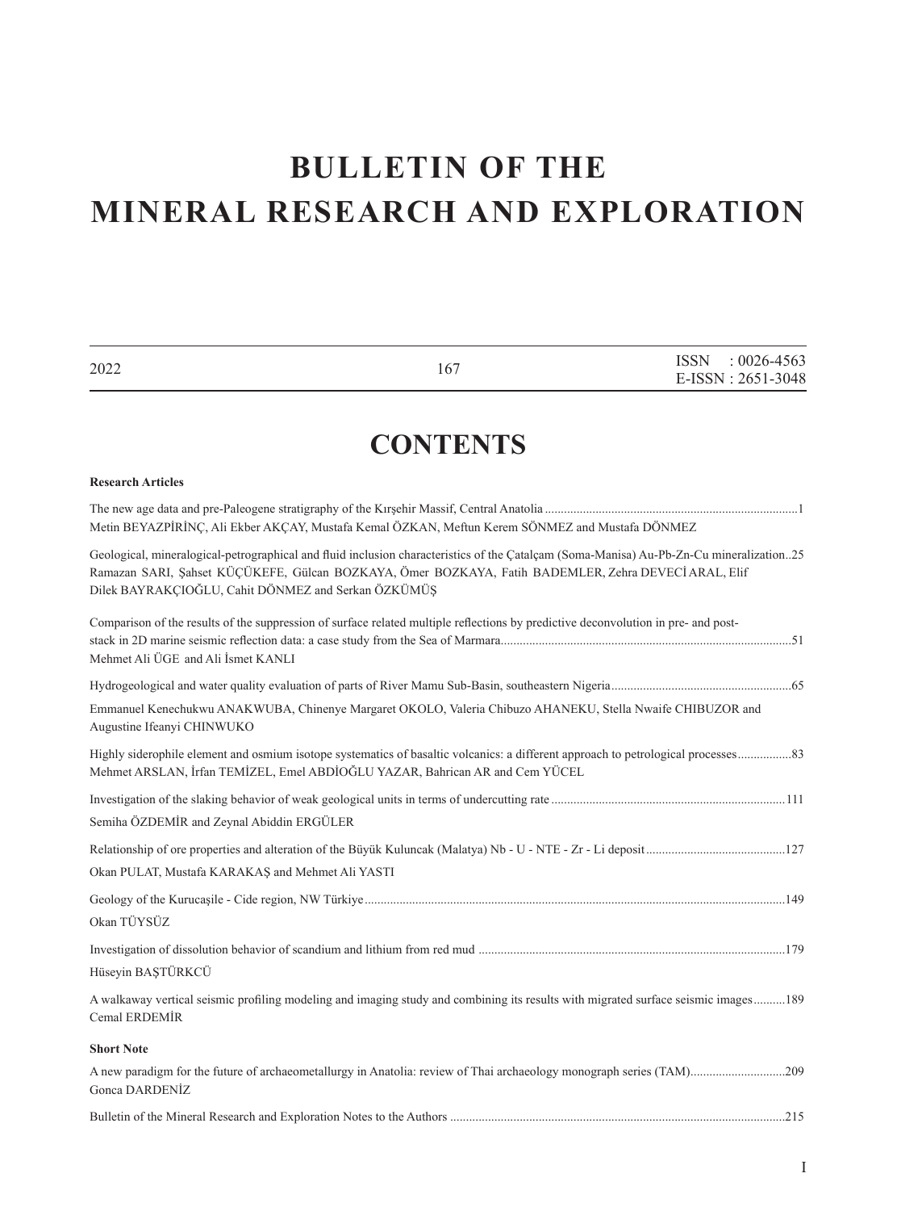# BULLETIN OF THE MINERAL RESEARCH AND EXPLORATION

2022 | 167 | ISSN : 0026-4563 E-ISSN : 2651-3048

## CONTENTS

**Research Articles**

The new age data and pre-Paleogene stratigraphy of the Kırşehir Massif, Central Anatolia ...............1
Metin BEYAZPİRİNÇ, Ali Ekber AKÇAY, Mustafa Kemal ÖZKAN, Meftun Kerem SÖNMEZ and Mustafa DÖNMEZ

Geological, mineralogical-petrographical and fluid inclusion characteristics of the Çatalçam (Soma-Manisa) Au-Pb-Zn-Cu mineralization..25
Ramazan SARI, Şahset KÜÇÜKEFE, Gülcan BOZKAYA, Ömer BOZKAYA, Fatih BADEMLER, Zehra DEVECİ ARAL, Elif Dilek BAYRAKÇIOĞLU, Cahit DÖNMEZ and Serkan ÖZKÜMÜŞ

Comparison of the results of the suppression of surface related multiple reflections by predictive deconvolution in pre- and post-stack in 2D marine seismic reflection data: a case study from the Sea of Marmara...............51
Mehmet Ali ÜGE and Ali İsmet KANLI

Hydrogeological and water quality evaluation of parts of River Mamu Sub-Basin, southeastern Nigeria...............65
Emmanuel Kenechukwu ANAKWUBA, Chinenye Margaret OKOLO, Valeria Chibuzo AHANEKU, Stella Nwaife CHIBUZOR and Augustine Ifeanyi CHINWUKO

Highly siderophile element and osmium isotope systematics of basaltic volcanics: a different approach to petrological processes...............83
Mehmet ARSLAN, İrfan TEMİZEL, Emel ABDİOĞLU YAZAR, Bahrican AR and Cem YÜCEL

Investigation of the slaking behavior of weak geological units in terms of undercutting rate...............111
Semiha ÖZDEMİR and Zeynal Abiddin ERGÜLER

Relationship of ore properties and alteration of the Büyük Kuluncak (Malatya) Nb - U - NTE - Zr - Li deposit...............127
Okan PULAT, Mustafa KARAKAŞ and Mehmet Ali YASTI

Geology of the Kurucaşile - Cide region, NW Türkiye...............149
Okan TÜYSÜZ

Investigation of dissolution behavior of scandium and lithium from red mud...............179
Hüseyin BAŞTÜRKCÜ

A walkaway vertical seismic profiling modeling and imaging study and combining its results with migrated surface seismic images...............189
Cemal ERDEMİR

**Short Note**

A new paradigm for the future of archaeometallurgy in Anatolia: review of Thai archaeology monograph series (TAM)...............209
Gonca DARDENİZ

Bulletin of the Mineral Research and Exploration Notes to the Authors...............215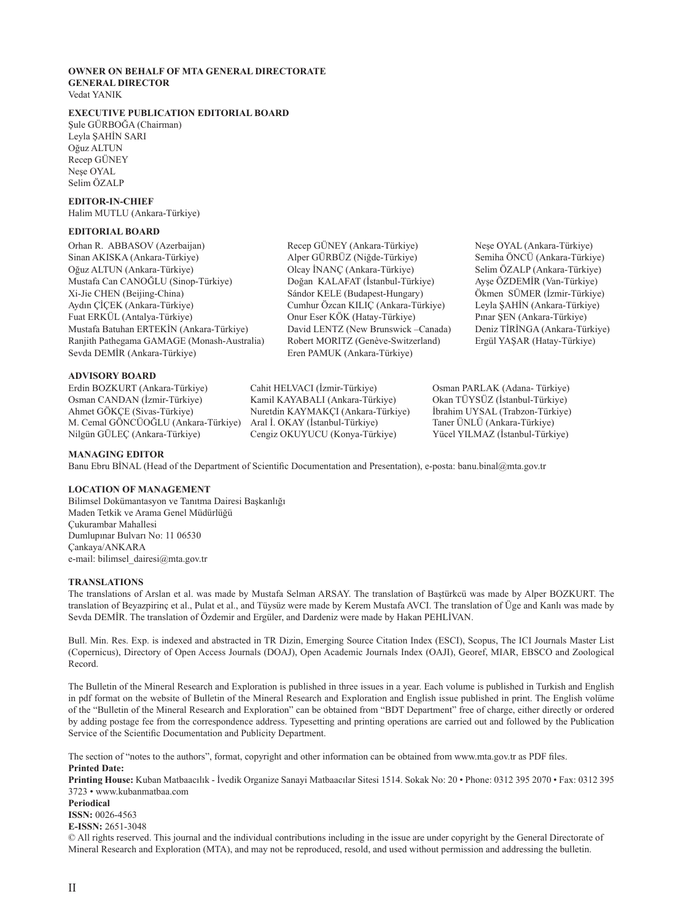**OWNER ON BEHALF OF MTA GENERAL DIRECTORATE**
**GENERAL DIRECTOR**
Vedat YANIK

**EXECUTIVE PUBLICATION EDITORIAL BOARD**
Şule GÜRBOĞA (Chairman)
Leyla ŞAHİN SARI
Oğuz ALTUN
Recep GÜNEY
Neşe OYAL
Selim ÖZALP

**EDITOR-IN-CHIEF**
Halim MUTLU (Ankara-Türkiye)

**EDITORIAL BOARD**
Orhan R. ABBASOV (Azerbaijan)
Sinan AKISKA (Ankara-Türkiye)
Oğuz ALTUN (Ankara-Türkiye)
Mustafa Can CANOĞLU (Sinop-Türkiye)
Xi-Jie CHEN (Beijing-China)
Aydın ÇİÇEK (Ankara-Türkiye)
Fuat ERKÜL (Antalya-Türkiye)
Mustafa Batuhan ERTEKİN (Ankara-Türkiye)
Ranjith Pathegama GAMAGE (Monash-Australia)
Sevda DEMİR (Ankara-Türkiye)
Recep GÜNEY (Ankara-Türkiye)
Alper GÜRBÜZ (Niğde-Türkiye)
Olcay İNANÇ (Ankara-Türkiye)
Doğan KALAFAT (İstanbul-Türkiye)
Sándor KELE (Budapest-Hungary)
Cumhur Özcan KILIÇ (Ankara-Türkiye)
Onur Eser KÖK (Hatay-Türkiye)
David LENTZ (New Brunswick –Canada)
Robert MORITZ (Genève-Switzerland)
Eren PAMUK (Ankara-Türkiye)
Neşe OYAL (Ankara-Türkiye)
Semiha ÖNCÜ (Ankara-Türkiye)
Selim ÖZALP (Ankara-Türkiye)
Ayşe ÖZDEMİR (Van-Türkiye)
Ökmen SÜMER (İzmir-Türkiye)
Leyla ŞAHİN (Ankara-Türkiye)
Pınar ŞEN (Ankara-Türkiye)
Deniz TİRİNGA (Ankara-Türkiye)
Ergül YAŞAR (Hatay-Türkiye)

**ADVISORY BOARD**
Erdin BOZKURT (Ankara-Türkiye)
Osman CANDAN (İzmir-Türkiye)
Ahmet GÖKÇE (Sivas-Türkiye)
M. Cemal GÖNCÜOĞLU (Ankara-Türkiye)
Nilgün GÜLEÇ (Ankara-Türkiye)
Cahit HELVACI (İzmir-Türkiye)
Kamil KAYABALI (Ankara-Türkiye)
Nuretdin KAYMAKÇI (Ankara-Türkiye)
Aral İ. OKAY (İstanbul-Türkiye)
Cengiz OKUYUCU (Konya-Türkiye)
Osman PARLAK (Adana- Türkiye)
Okan TÜYSÜZ (İstanbul-Türkiye)
İbrahim UYSAL (Trabzon-Türkiye)
Taner ÜNLÜ (Ankara-Türkiye)
Yücel YILMAZ (İstanbul-Türkiye)

**MANAGING EDITOR**
Banu Ebru BİNAL (Head of the Department of Scientific Documentation and Presentation), e-posta: banu.binal@mta.gov.tr

**LOCATION OF MANAGEMENT**
Bilimsel Dokümantasyon ve Tanıtma Dairesi Başkanlığı
Maden Tetkik ve Arama Genel Müdürlüğü
Çukurambar Mahallesi
Dumlupınar Bulvarı No: 11 06530
Çankaya/ANKARA
e-mail: bilimsel_dairesi@mta.gov.tr

**TRANSLATIONS**
The translations of Arslan et al. was made by Mustafa Selman ARSAY. The translation of Baştürkcü was made by Alper BOZKURT. The translation of Beyazpirinç et al., Pulat et al., and Tüysüz were made by Kerem Mustafa AVCI. The translation of Üge and Kanlı was made by Sevda DEMİR. The translation of Özdemir and Ergüler, and Dardeniz were made by Hakan PEHLİVAN.

Bull. Min. Res. Exp. is indexed and abstracted in TR Dizin, Emerging Source Citation Index (ESCI), Scopus, The ICI Journals Master List (Copernicus), Directory of Open Access Journals (DOAJ), Open Academic Journals Index (OAJI), Georef, MIAR, EBSCO and Zoological Record.

The Bulletin of the Mineral Research and Exploration is published in three issues in a year. Each volume is published in Turkish and English in pdf format on the website of Bulletin of the Mineral Research and Exploration and English issue published in print. The English volüme of the "Bulletin of the Mineral Research and Exploration" can be obtained from "BDT Department" free of charge, either directly or ordered by adding postage fee from the correspondence address. Typesetting and printing operations are carried out and followed by the Publication Service of the Scientific Documentation and Publicity Department.

The section of "notes to the authors", format, copyright and other information can be obtained from www.mta.gov.tr as PDF files.
**Printed Date:**
**Printing House:** Kuban Matbaacılık - İvedik Organize Sanayi Matbaacılar Sitesi 1514. Sokak No: 20 • Phone: 0312 395 2070 • Fax: 0312 395 3723 • www.kubanmatbaa.com
**Periodical**
**ISSN:** 0026-4563
**E-ISSN:** 2651-3048
© All rights reserved. This journal and the individual contributions including in the issue are under copyright by the General Directorate of Mineral Research and Exploration (MTA), and may not be reproduced, resold, and used without permission and addressing the bulletin.